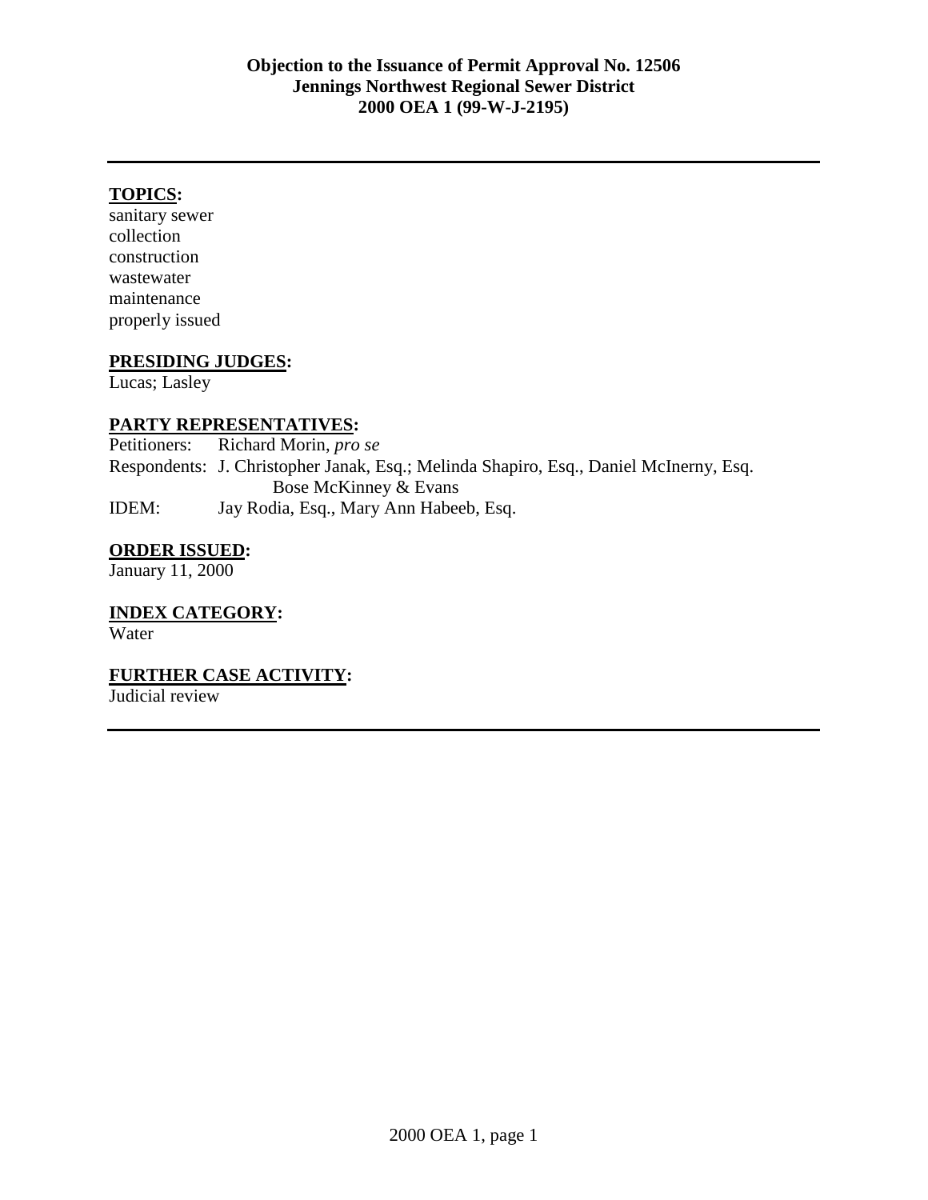**Objection to the Issuance of Permit Approval No. 12506**
**Jennings Northwest Regional Sewer District**
**2000 OEA 1 (99-W-J-2195)**

---

**TOPICS:**

sanitary sewer
collection
construction
wastewater
maintenance
properly issued

**PRESIDING JUDGES:**

Lucas; Lasley

**PARTY REPRESENTATIVES:**

Petitioners: Richard Morin, *pro se*
Respondents: J. Christopher Janak, Esq.; Melinda Shapiro, Esq., Daniel McInerny, Esq.
Bose McKinney & Evans
IDEM: Jay Rodia, Esq., Mary Ann Habeeb, Esq.

**ORDER ISSUED:**

January 11, 2000

**INDEX CATEGORY:**

Water

**FURTHER CASE ACTIVITY:**

Judicial review

---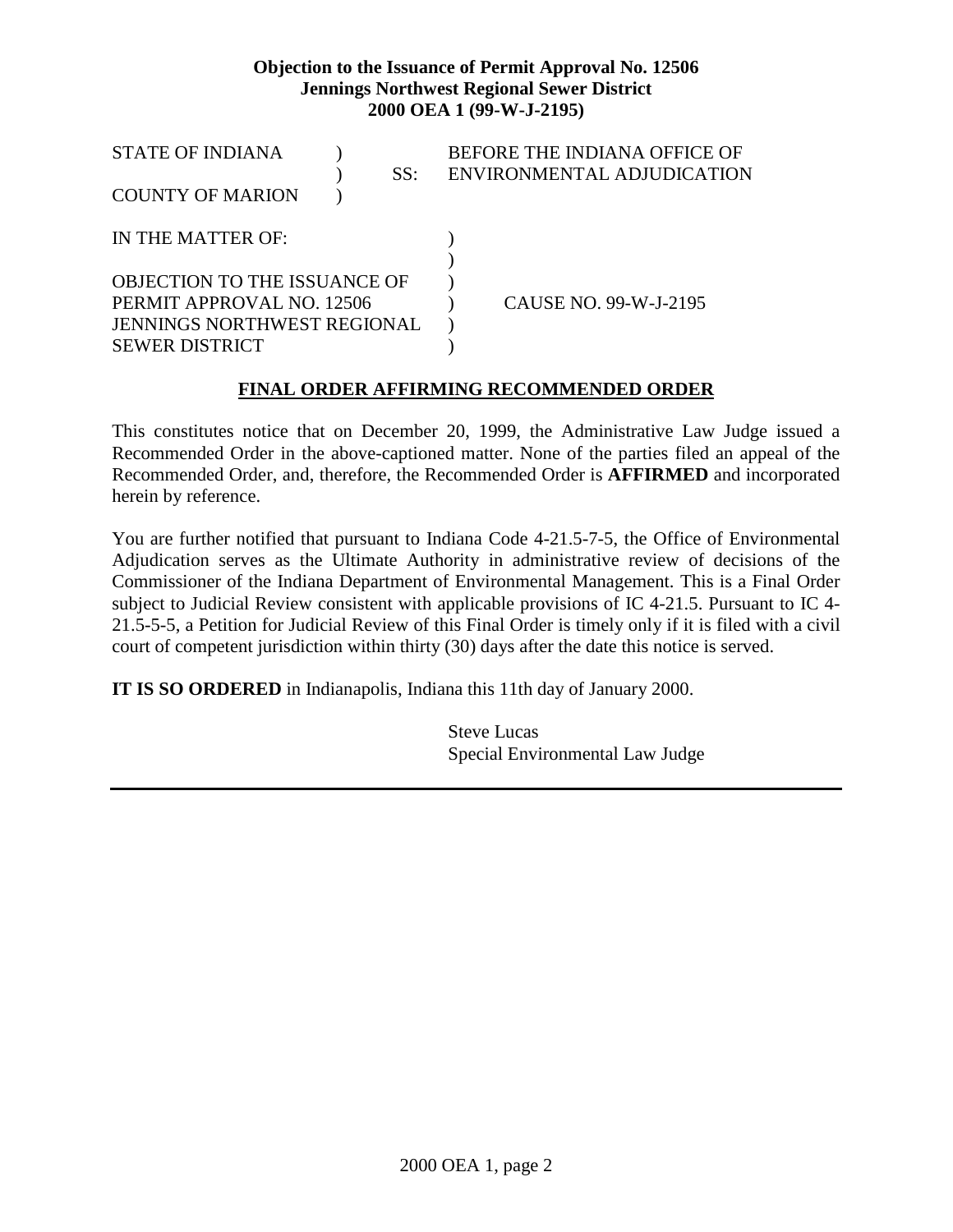**Objection to the Issuance of Permit Approval No. 12506**
**Jennings Northwest Regional Sewer District**
**2000 OEA 1 (99-W-J-2195)**

| | | |
|---|---|---|
| STATE OF INDIANA ) | | BEFORE THE INDIANA OFFICE OF |
| ) | SS: | ENVIRONMENTAL ADJUDICATION |
| COUNTY OF MARION ) | | |

| | | |
|---|---|---|
| IN THE MATTER OF: | ) | |
| | ) | |
| OBJECTION TO THE ISSUANCE OF | ) | |
| PERMIT APPROVAL NO. 12506 | ) | CAUSE NO. 99-W-J-2195 |
| JENNINGS NORTHWEST REGIONAL | ) | |
| SEWER DISTRICT | ) | |

## FINAL ORDER AFFIRMING RECOMMENDED ORDER

This constitutes notice that on December 20, 1999, the Administrative Law Judge issued a Recommended Order in the above-captioned matter. None of the parties filed an appeal of the Recommended Order, and, therefore, the Recommended Order is **AFFIRMED** and incorporated herein by reference.

You are further notified that pursuant to Indiana Code 4-21.5-7-5, the Office of Environmental Adjudication serves as the Ultimate Authority in administrative review of decisions of the Commissioner of the Indiana Department of Environmental Management. This is a Final Order subject to Judicial Review consistent with applicable provisions of IC 4-21.5. Pursuant to IC 4-21.5-5-5, a Petition for Judicial Review of this Final Order is timely only if it is filed with a civil court of competent jurisdiction within thirty (30) days after the date this notice is served.

**IT IS SO ORDERED** in Indianapolis, Indiana this 11th day of January 2000.

Steve Lucas
Special Environmental Law Judge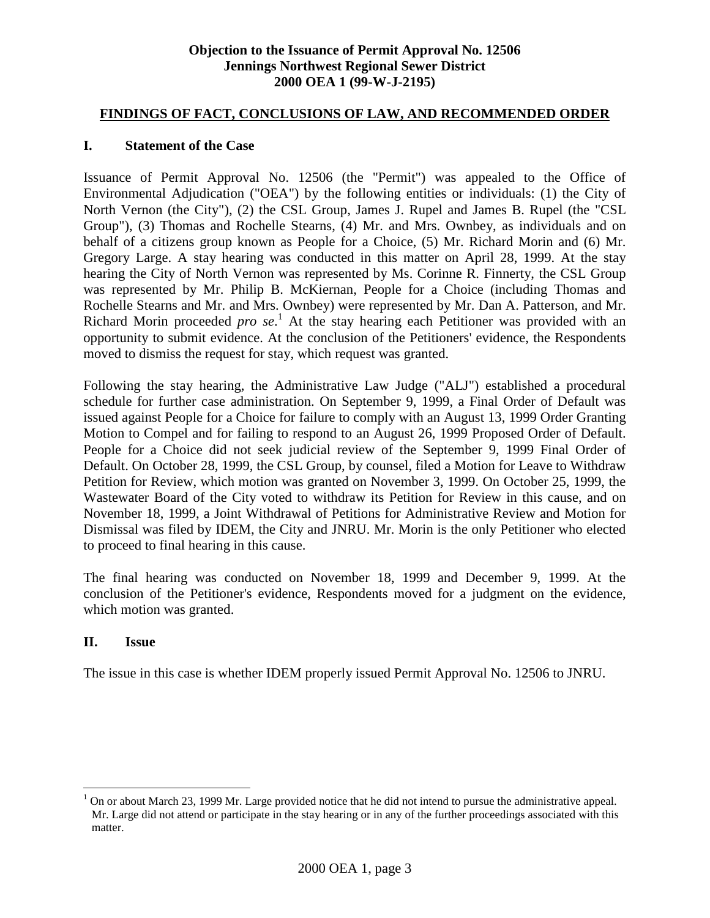**Objection to the Issuance of Permit Approval No. 12506**
**Jennings Northwest Regional Sewer District**
**2000 OEA 1 (99-W-J-2195)**

## FINDINGS OF FACT, CONCLUSIONS OF LAW, AND RECOMMENDED ORDER

### I. Statement of the Case

Issuance of Permit Approval No. 12506 (the "Permit") was appealed to the Office of Environmental Adjudication ("OEA") by the following entities or individuals: (1) the City of North Vernon (the City"), (2) the CSL Group, James J. Rupel and James B. Rupel (the "CSL Group"), (3) Thomas and Rochelle Stearns, (4) Mr. and Mrs. Ownbey, as individuals and on behalf of a citizens group known as People for a Choice, (5) Mr. Richard Morin and (6) Mr. Gregory Large. A stay hearing was conducted in this matter on April 28, 1999. At the stay hearing the City of North Vernon was represented by Ms. Corinne R. Finnerty, the CSL Group was represented by Mr. Philip B. McKiernan, People for a Choice (including Thomas and Rochelle Stearns and Mr. and Mrs. Ownbey) were represented by Mr. Dan A. Patterson, and Mr. Richard Morin proceeded *pro se*.[1] At the stay hearing each Petitioner was provided with an opportunity to submit evidence. At the conclusion of the Petitioners' evidence, the Respondents moved to dismiss the request for stay, which request was granted.

Following the stay hearing, the Administrative Law Judge ("ALJ") established a procedural schedule for further case administration. On September 9, 1999, a Final Order of Default was issued against People for a Choice for failure to comply with an August 13, 1999 Order Granting Motion to Compel and for failing to respond to an August 26, 1999 Proposed Order of Default. People for a Choice did not seek judicial review of the September 9, 1999 Final Order of Default. On October 28, 1999, the CSL Group, by counsel, filed a Motion for Leave to Withdraw Petition for Review, which motion was granted on November 3, 1999. On October 25, 1999, the Wastewater Board of the City voted to withdraw its Petition for Review in this cause, and on November 18, 1999, a Joint Withdrawal of Petitions for Administrative Review and Motion for Dismissal was filed by IDEM, the City and JNRU. Mr. Morin is the only Petitioner who elected to proceed to final hearing in this cause.

The final hearing was conducted on November 18, 1999 and December 9, 1999. At the conclusion of the Petitioner's evidence, Respondents moved for a judgment on the evidence, which motion was granted.

### II. Issue

The issue in this case is whether IDEM properly issued Permit Approval No. 12506 to JNRU.

---

[1] On or about March 23, 1999 Mr. Large provided notice that he did not intend to pursue the administrative appeal. Mr. Large did not attend or participate in the stay hearing or in any of the further proceedings associated with this matter.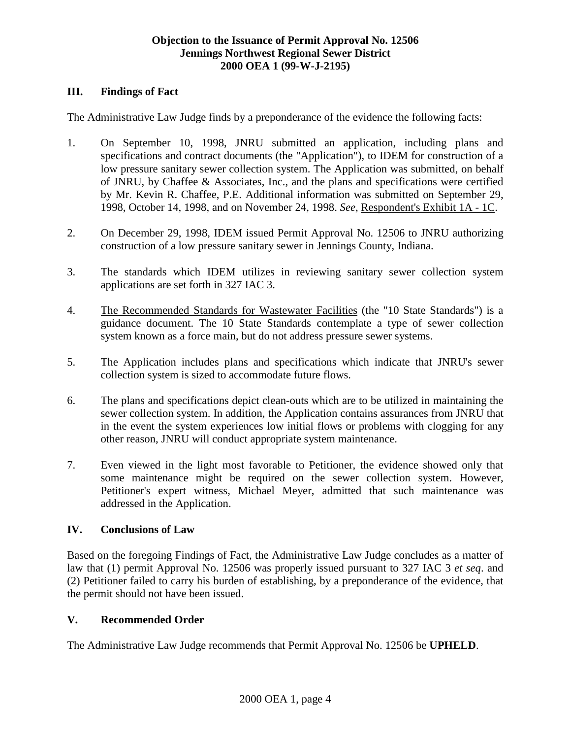## III. Findings of Fact

The Administrative Law Judge finds by a preponderance of the evidence the following facts:

1. On September 10, 1998, JNRU submitted an application, including plans and specifications and contract documents (the "Application"), to IDEM for construction of a low pressure sanitary sewer collection system. The Application was submitted, on behalf of JNRU, by Chaffee & Associates, Inc., and the plans and specifications were certified by Mr. Kevin R. Chaffee, P.E. Additional information was submitted on September 29, 1998, October 14, 1998, and on November 24, 1998. *See,* <u>Respondent's Exhibit 1A - 1C</u>.

2. On December 29, 1998, IDEM issued Permit Approval No. 12506 to JNRU authorizing construction of a low pressure sanitary sewer in Jennings County, Indiana.

3. The standards which IDEM utilizes in reviewing sanitary sewer collection system applications are set forth in 327 IAC 3.

4. <u>The Recommended Standards for Wastewater Facilities</u> (the "10 State Standards") is a guidance document. The 10 State Standards contemplate a type of sewer collection system known as a force main, but do not address pressure sewer systems.

5. The Application includes plans and specifications which indicate that JNRU's sewer collection system is sized to accommodate future flows.

6. The plans and specifications depict clean-outs which are to be utilized in maintaining the sewer collection system. In addition, the Application contains assurances from JNRU that in the event the system experiences low initial flows or problems with clogging for any other reason, JNRU will conduct appropriate system maintenance.

7. Even viewed in the light most favorable to Petitioner, the evidence showed only that some maintenance might be required on the sewer collection system. However, Petitioner's expert witness, Michael Meyer, admitted that such maintenance was addressed in the Application.

## IV. Conclusions of Law

Based on the foregoing Findings of Fact, the Administrative Law Judge concludes as a matter of law that (1) permit Approval No. 12506 was properly issued pursuant to 327 IAC 3 *et seq*. and (2) Petitioner failed to carry his burden of establishing, by a preponderance of the evidence, that the permit should not have been issued.

## V. Recommended Order

The Administrative Law Judge recommends that Permit Approval No. 12506 be **UPHELD**.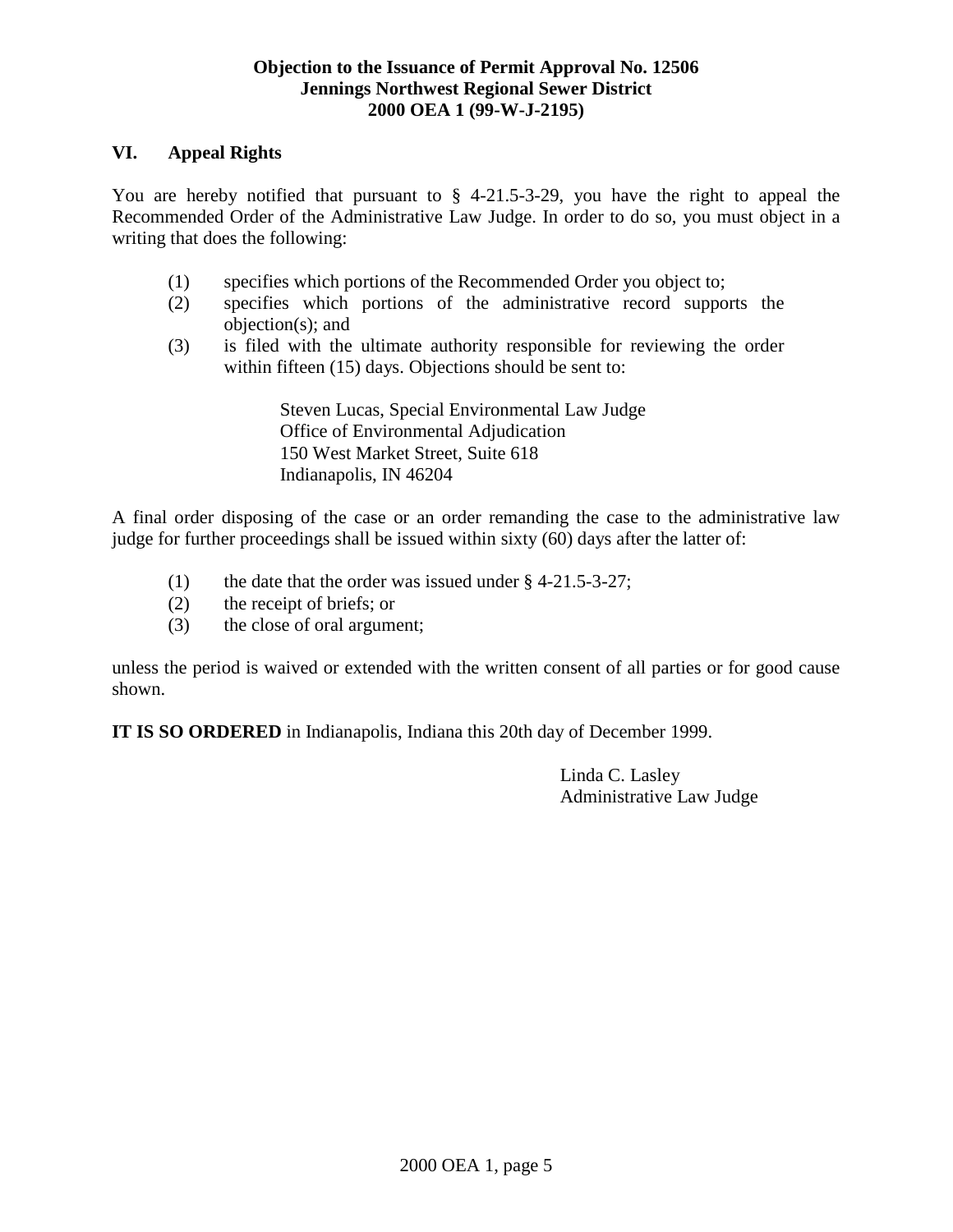## VI. Appeal Rights

You are hereby notified that pursuant to § 4-21.5-3-29, you have the right to appeal the Recommended Order of the Administrative Law Judge. In order to do so, you must object in a writing that does the following:

(1) specifies which portions of the Recommended Order you object to;
(2) specifies which portions of the administrative record supports the objection(s); and
(3) is filed with the ultimate authority responsible for reviewing the order within fifteen (15) days. Objections should be sent to:

Steven Lucas, Special Environmental Law Judge
Office of Environmental Adjudication
150 West Market Street, Suite 618
Indianapolis, IN 46204

A final order disposing of the case or an order remanding the case to the administrative law judge for further proceedings shall be issued within sixty (60) days after the latter of:

(1) the date that the order was issued under § 4-21.5-3-27;
(2) the receipt of briefs; or
(3) the close of oral argument;

unless the period is waived or extended with the written consent of all parties or for good cause shown.

**IT IS SO ORDERED** in Indianapolis, Indiana this 20th day of December 1999.

Linda C. Lasley
Administrative Law Judge